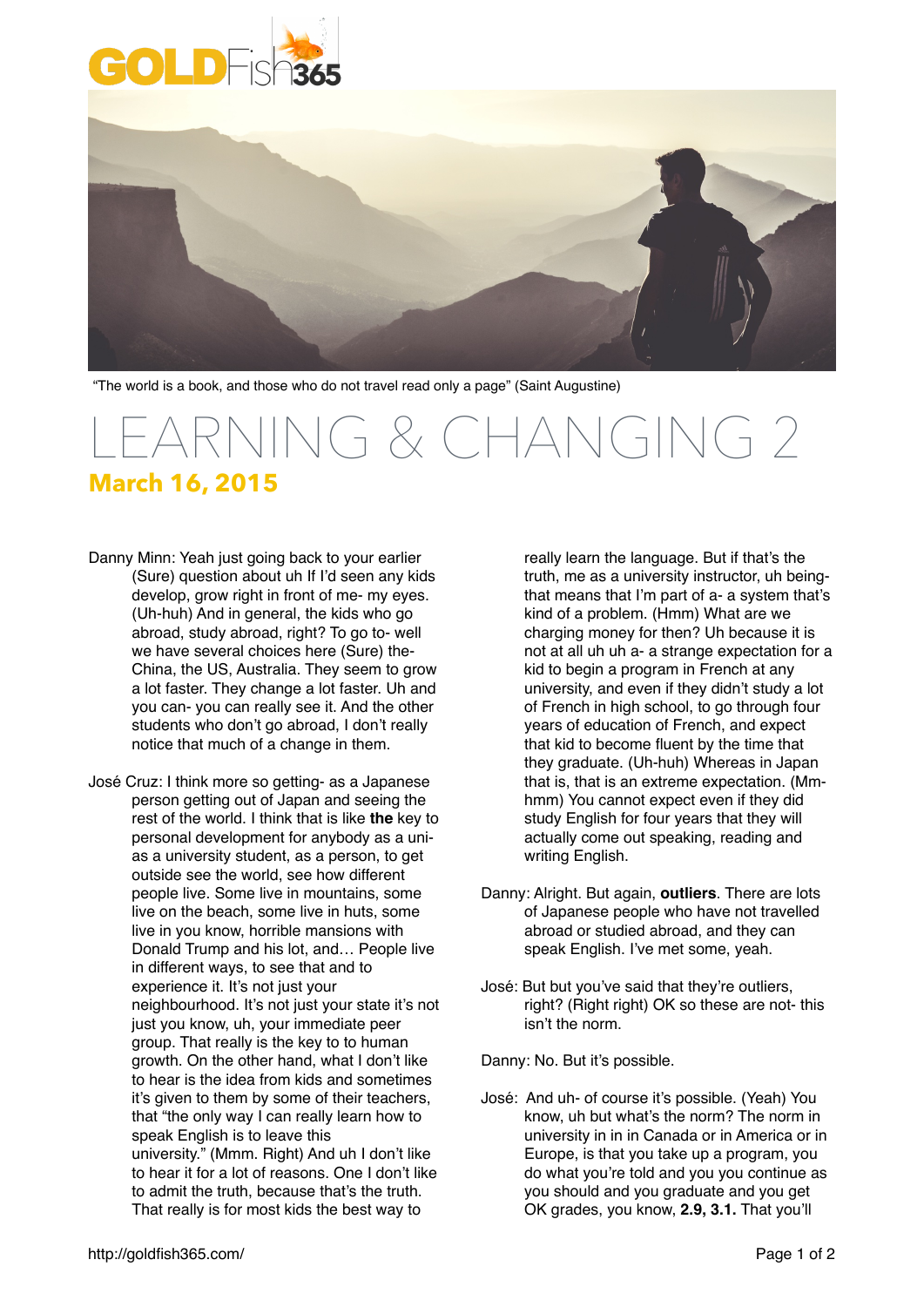"The world is a book, and those who do not travel read only a page" (Saint Augustine)

# LEARNING & CHANGING 2

## March 16, 2015

Danny Minn: Yeah just going back to your earlier (Sure) question about uh If I'd seen any kids develop, grow right in front of me- my eyes. (Uh-huh) And in general, the kids who go abroad, study abroad, right? To go to- well we have several choices here (Sure) the- China, the US, Australia. They seem to grow a lot faster. They change a lot faster. Uh and you can- you can really see it. And the other students who don't go abroad, I don't really notice that much of a change in them.

José Cruz: I think more so getting- as a Japanese person getting out of Japan and seeing the rest of the world. I think that is like **the** key to personal development for anybody as a uni- as a university student, as a person, to get outside see the world, see how different people live. Some live in mountains, some live on the beach, some live in huts, some live in you know, horrible mansions with Donald Trump and his lot, and… People live in different ways, to see that and to experience it. It's not just your neighbourhood. It's not just your state it's not just you know, uh, your immediate peer group. That really is the key to to human growth. On the other hand, what I don't like to hear is the idea from kids and sometimes it's given to them by some of their teachers, that "the only way I can really learn how to speak English is to leave this university." (Mmm. Right) And uh I don't like to hear it for a lot of reasons. One I don't like to admit the truth, because that's the truth. That really is for most kids the best way to really learn the language. But if that's the truth, me as a university instructor, uh being- that means that I'm part of a- a system that's kind of a problem. (Hmm) What are we charging money for then? Uh because it is not at all uh uh a- a strange expectation for a kid to begin a program in French at any university, and even if they didn't study a lot of French in high school, to go through four years of education of French, and expect that kid to become fluent by the time that they graduate. (Uh-huh) Whereas in Japan that is, that is an extreme expectation. (Mm-hmm) You cannot expect even if they did study English for four years that they will actually come out speaking, reading and writing English.

Danny: Alright. But again, **outliers**. There are lots of Japanese people who have not travelled abroad or studied abroad, and they can speak English. I've met some, yeah.

José: But but you've said that they're outliers, right? (Right right) OK so these are not- this isn't the norm.

Danny: No. But it's possible.

José: And uh- of course it's possible. (Yeah) You know, uh but what's the norm? The norm in university in in in Canada or in America or in Europe, is that you take up a program, you do what you're told and you you continue as you should and you graduate and you get OK grades, you know, **2.9, 3.1.** That you'll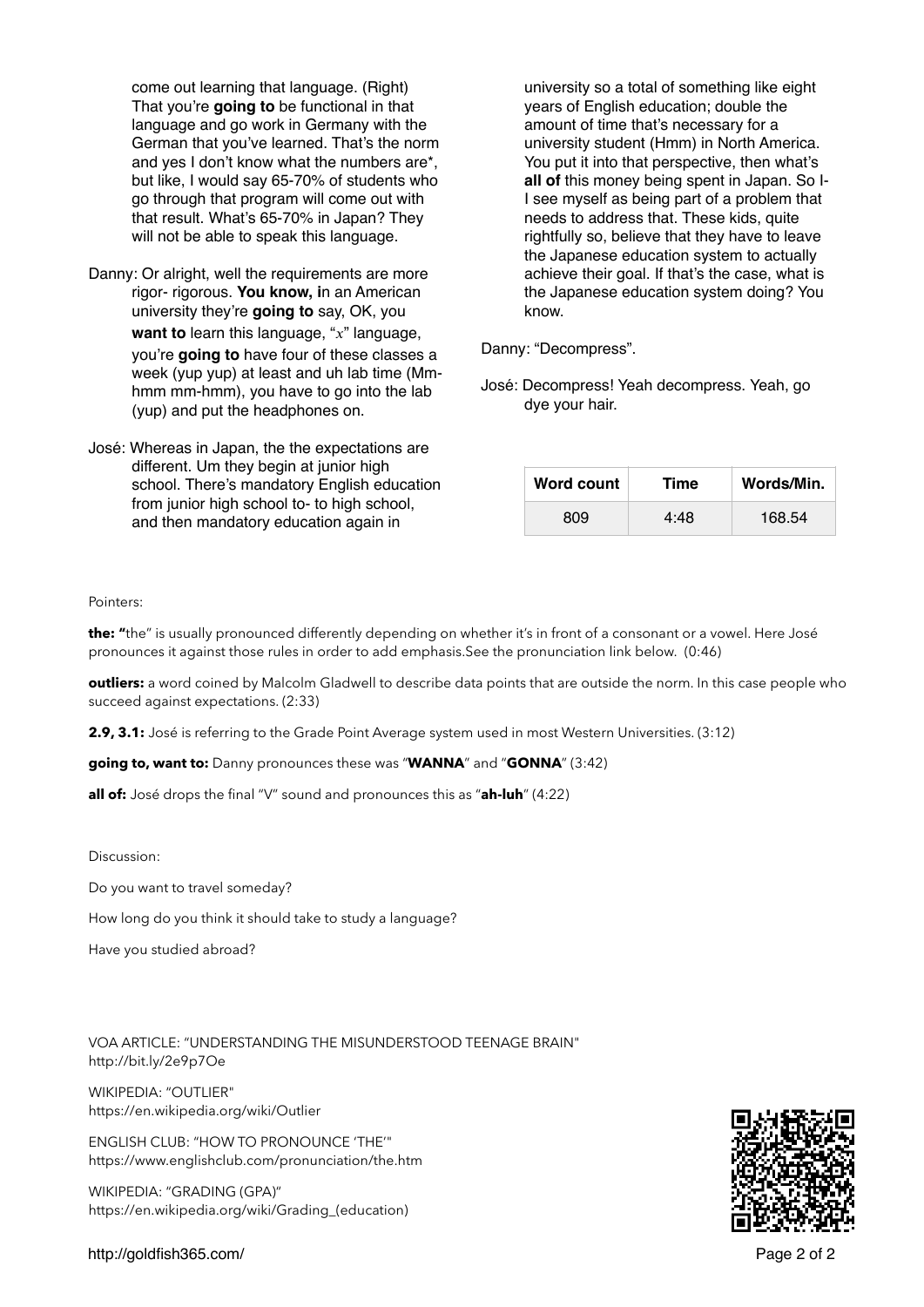come out learning that language. (Right) That you're **going to** be functional in that language and go work in Germany with the German that you've learned. That's the norm and yes I don't know what the numbers are*, but like, I would say 65-70% of students who go through that program will come out with that result. What's 65-70% in Japan? They will not be able to speak this language.

Danny: Or alright, well the requirements are more rigor- rigorous. **You know, i**n an American university they're **going to** say, OK, you **want to** learn this language, "*x*" language, you're **going to** have four of these classes a week (yup yup) at least and uh lab time (Mm-hmm mm-hmm), you have to go into the lab (yup) and put the headphones on.

José: Whereas in Japan, the the expectations are different. Um they begin at junior high school. There's mandatory English education from junior high school to- to high school, and then mandatory education again in university so a total of something like eight years of English education; double the amount of time that's necessary for a university student (Hmm) in North America. You put it into that perspective, then what's **all of** this money being spent in Japan. So I- I see myself as being part of a problem that needs to address that. These kids, quite rightfully so, believe that they have to leave the Japanese education system to actually achieve their goal. If that's the case, what is the Japanese education system doing? You know.

Danny: "Decompress".

José: Decompress! Yeah decompress. Yeah, go dye your hair.

| Word count | Time | Words/Min. |
| --- | --- | --- |
| 809 | 4:48 | 168.54 |

Pointers:

**the: "**the" is usually pronounced differently depending on whether it's in front of a consonant or a vowel. Here José pronounces it against those rules in order to add emphasis.See the pronunciation link below. (0:46)

**outliers:** a word coined by Malcolm Gladwell to describe data points that are outside the norm. In this case people who succeed against expectations. (2:33)

**2.9, 3.1:** José is referring to the Grade Point Average system used in most Western Universities. (3:12)

**going to, want to:** Danny pronounces these was "**WANNA**" and "**GONNA**" (3:42)

**all of:** José drops the final "V" sound and pronounces this as "**ah-luh**" (4:22)

Discussion:

Do you want to travel someday?

How long do you think it should take to study a language?

Have you studied abroad?

VOA ARTICLE: "UNDERSTANDING THE MISUNDERSTOOD TEENAGE BRAIN"
http://bit.ly/2e9p7Oe

WIKIPEDIA: "OUTLIER"
https://en.wikipedia.org/wiki/Outlier

ENGLISH CLUB: "HOW TO PRONOUNCE 'THE'"
https://www.englishclub.com/pronunciation/the.htm

WIKIPEDIA: "GRADING (GPA)"
https://en.wikipedia.org/wiki/Grading_(education)

http://goldfish365.com/